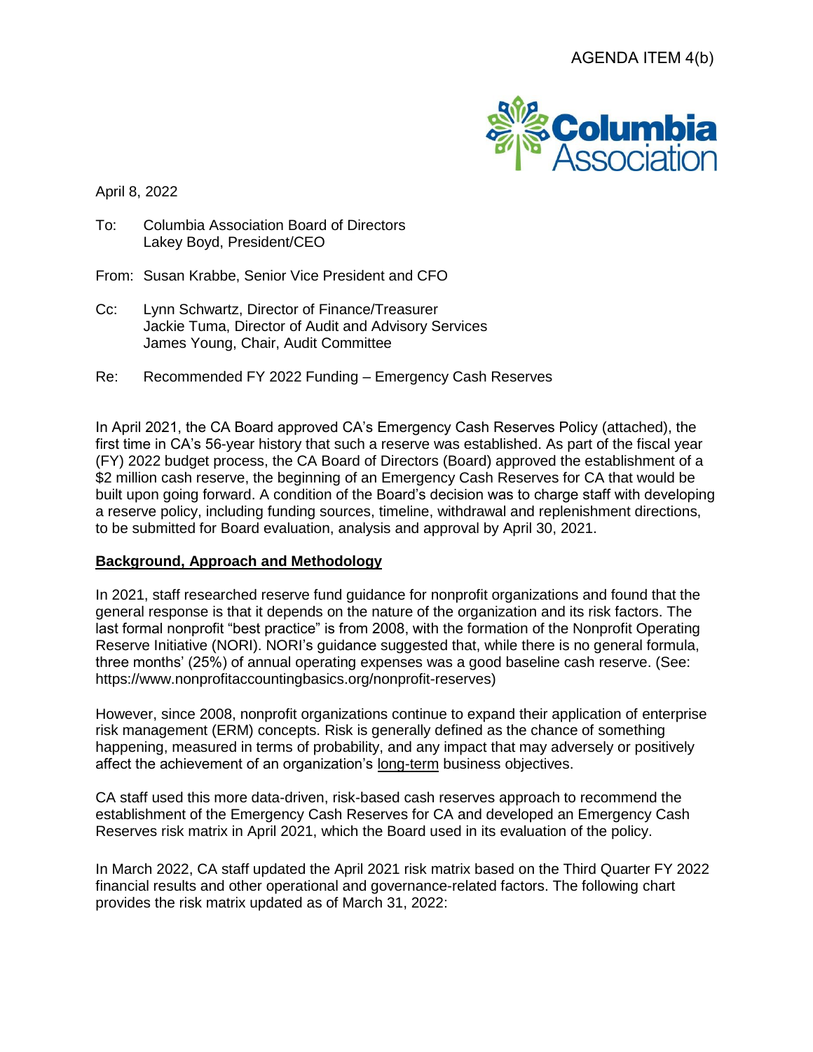AGENDA ITEM 4(b)

April 8, 2022

To: Columbia Association Board of Directors
Lakey Boyd, President/CEO

From: Susan Krabbe, Senior Vice President and CFO

Cc: Lynn Schwartz, Director of Finance/Treasurer
Jackie Tuma, Director of Audit and Advisory Services
James Young, Chair, Audit Committee

Re: Recommended FY 2022 Funding – Emergency Cash Reserves

In April 2021, the CA Board approved CA's Emergency Cash Reserves Policy (attached), the first time in CA's 56-year history that such a reserve was established. As part of the fiscal year (FY) 2022 budget process, the CA Board of Directors (Board) approved the establishment of a \$2 million cash reserve, the beginning of an Emergency Cash Reserves for CA that would be built upon going forward. A condition of the Board's decision was to charge staff with developing a reserve policy, including funding sources, timeline, withdrawal and replenishment directions, to be submitted for Board evaluation, analysis and approval by April 30, 2021.

**Background, Approach and Methodology**

In 2021, staff researched reserve fund guidance for nonprofit organizations and found that the general response is that it depends on the nature of the organization and its risk factors. The last formal nonprofit "best practice" is from 2008, with the formation of the Nonprofit Operating Reserve Initiative (NORI). NORI's guidance suggested that, while there is no general formula, three months' (25%) of annual operating expenses was a good baseline cash reserve. (See: https://www.nonprofitaccountingbasics.org/nonprofit-reserves)

However, since 2008, nonprofit organizations continue to expand their application of enterprise risk management (ERM) concepts. Risk is generally defined as the chance of something happening, measured in terms of probability, and any impact that may adversely or positively affect the achievement of an organization's long-term business objectives.

CA staff used this more data-driven, risk-based cash reserves approach to recommend the establishment of the Emergency Cash Reserves for CA and developed an Emergency Cash Reserves risk matrix in April 2021, which the Board used in its evaluation of the policy.

In March 2022, CA staff updated the April 2021 risk matrix based on the Third Quarter FY 2022 financial results and other operational and governance-related factors. The following chart provides the risk matrix updated as of March 31, 2022: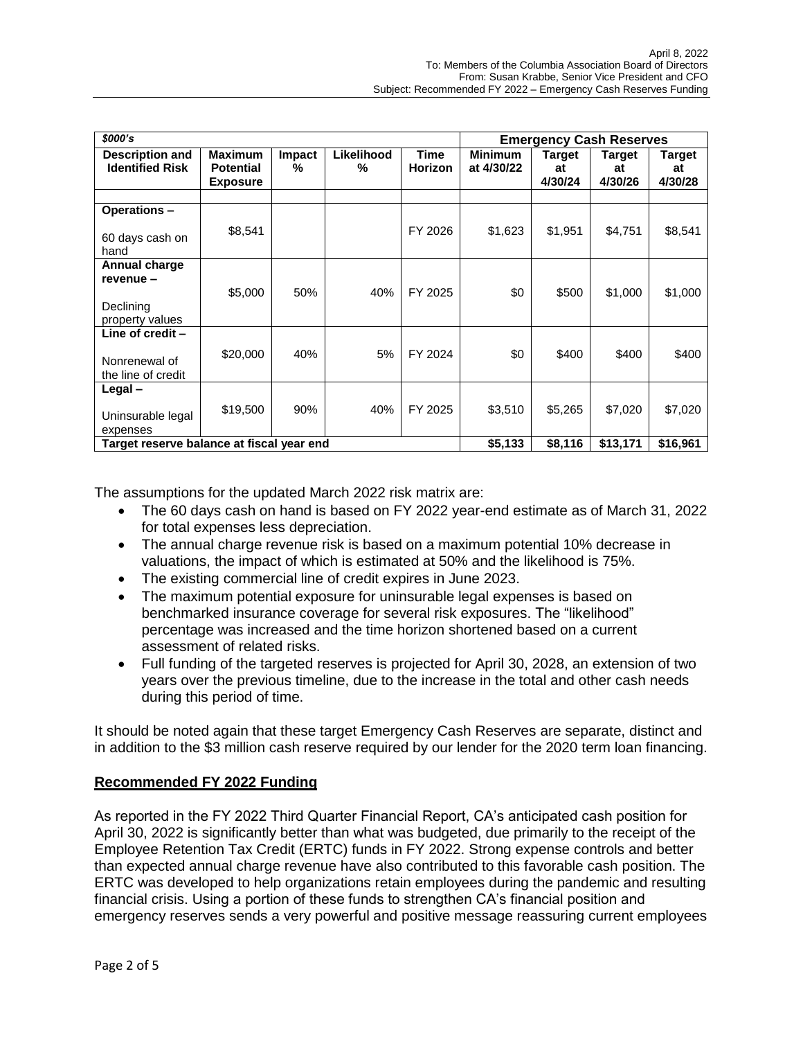| *$000's* | | | | | Emergency Cash Reserves | | | |
|---|---|---|---|---|---|---|---|---|
| **Description and Identified Risk** | **Maximum Potential Exposure** | **Impact %** | **Likelihood %** | **Time Horizon** | **Minimum at 4/30/22** | **Target at 4/30/24** | **Target at 4/30/26** | **Target at 4/30/28** |
| | | | | | | | | |
| **Operations –** 60 days cash on hand | $8,541 | | | FY 2026 | $1,623 | $1,951 | $4,751 | $8,541 |
| **Annual charge revenue –** Declining property values | $5,000 | 50% | 40% | FY 2025 | $0 | $500 | $1,000 | $1,000 |
| **Line of credit –** Nonrenewal of the line of credit | $20,000 | 40% | 5% | FY 2024 | $0 | $400 | $400 | $400 |
| **Legal –** Uninsurable legal expenses | $19,500 | 90% | 40% | FY 2025 | $3,510 | $5,265 | $7,020 | $7,020 |
| **Target reserve balance at fiscal year end** | | | | | **$5,133** | **$8,116** | **$13,171** | **$16,961** |

The assumptions for the updated March 2022 risk matrix are:

- The 60 days cash on hand is based on FY 2022 year-end estimate as of March 31, 2022 for total expenses less depreciation.
- The annual charge revenue risk is based on a maximum potential 10% decrease in valuations, the impact of which is estimated at 50% and the likelihood is 75%.
- The existing commercial line of credit expires in June 2023.
- The maximum potential exposure for uninsurable legal expenses is based on benchmarked insurance coverage for several risk exposures. The "likelihood" percentage was increased and the time horizon shortened based on a current assessment of related risks.
- Full funding of the targeted reserves is projected for April 30, 2028, an extension of two years over the previous timeline, due to the increase in the total and other cash needs during this period of time.

It should be noted again that these target Emergency Cash Reserves are separate, distinct and in addition to the $3 million cash reserve required by our lender for the 2020 term loan financing.

## Recommended FY 2022 Funding

As reported in the FY 2022 Third Quarter Financial Report, CA's anticipated cash position for April 30, 2022 is significantly better than what was budgeted, due primarily to the receipt of the Employee Retention Tax Credit (ERTC) funds in FY 2022. Strong expense controls and better than expected annual charge revenue have also contributed to this favorable cash position. The ERTC was developed to help organizations retain employees during the pandemic and resulting financial crisis. Using a portion of these funds to strengthen CA's financial position and emergency reserves sends a very powerful and positive message reassuring current employees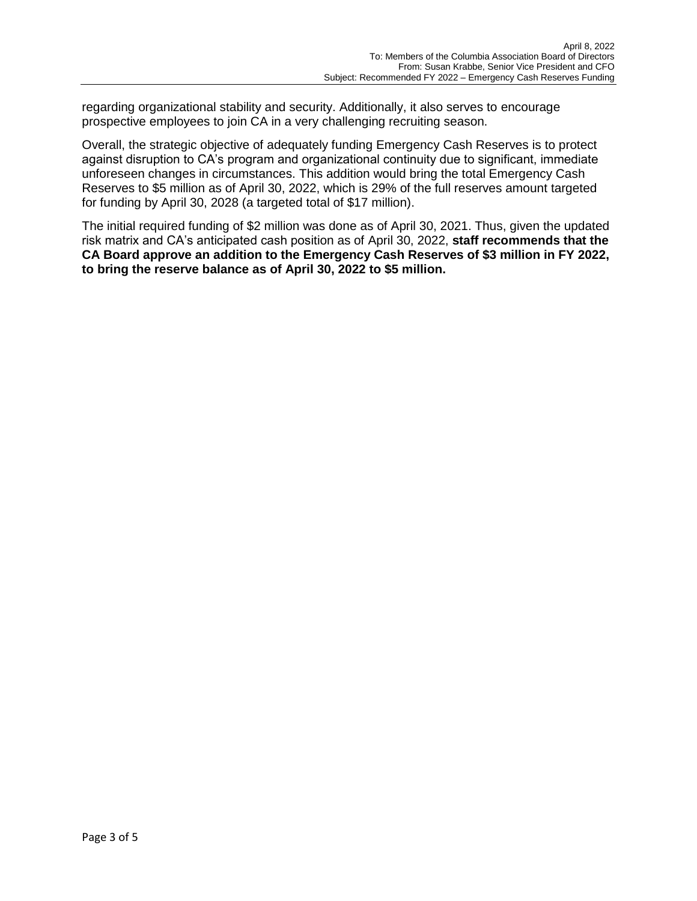regarding organizational stability and security. Additionally, it also serves to encourage prospective employees to join CA in a very challenging recruiting season.

Overall, the strategic objective of adequately funding Emergency Cash Reserves is to protect against disruption to CA's program and organizational continuity due to significant, immediate unforeseen changes in circumstances. This addition would bring the total Emergency Cash Reserves to $5 million as of April 30, 2022, which is 29% of the full reserves amount targeted for funding by April 30, 2028 (a targeted total of $17 million).

The initial required funding of $2 million was done as of April 30, 2021. Thus, given the updated risk matrix and CA's anticipated cash position as of April 30, 2022, **staff recommends that the CA Board approve an addition to the Emergency Cash Reserves of $3 million in FY 2022, to bring the reserve balance as of April 30, 2022 to $5 million.**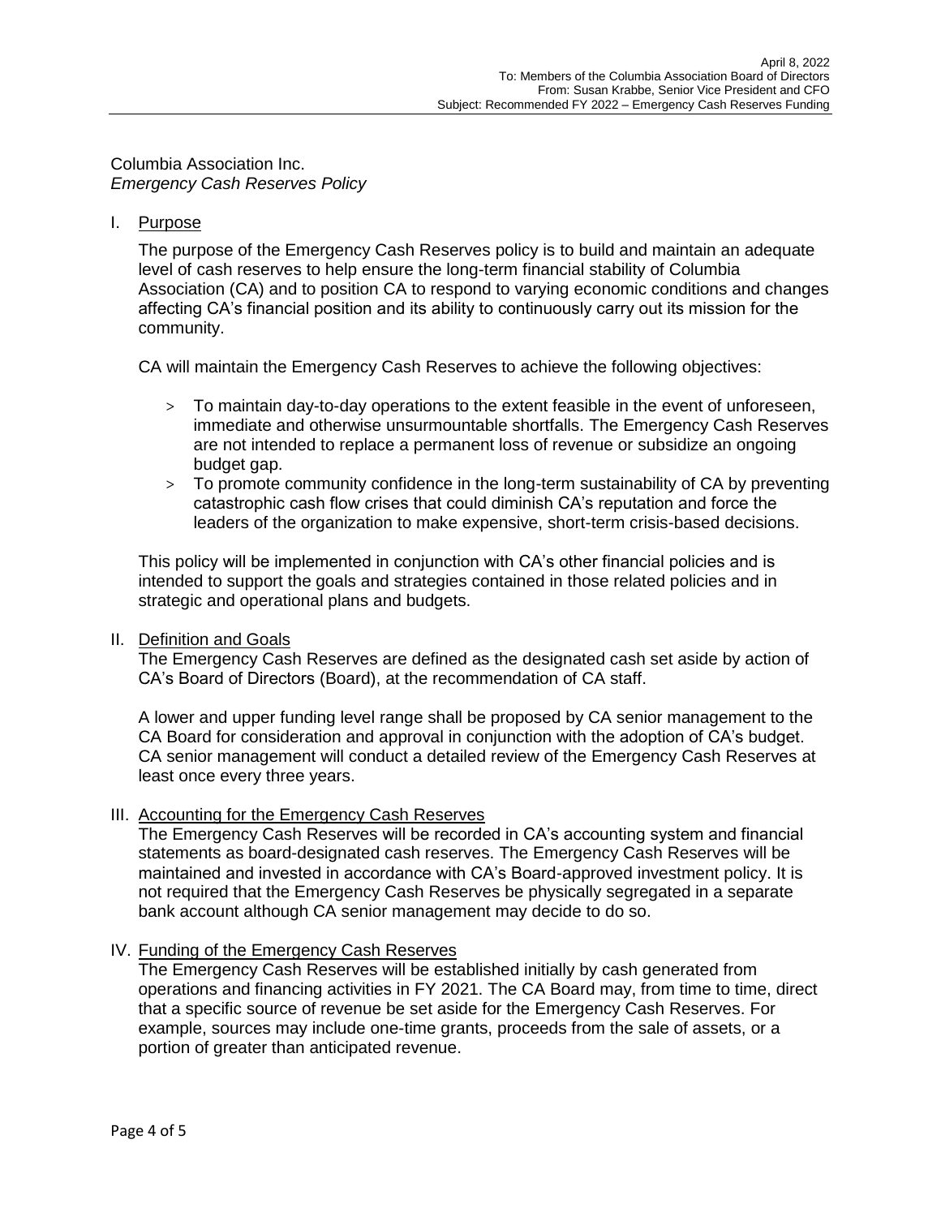Columbia Association Inc.
*Emergency Cash Reserves Policy*

## I. Purpose

The purpose of the Emergency Cash Reserves policy is to build and maintain an adequate level of cash reserves to help ensure the long-term financial stability of Columbia Association (CA) and to position CA to respond to varying economic conditions and changes affecting CA's financial position and its ability to continuously carry out its mission for the community.

CA will maintain the Emergency Cash Reserves to achieve the following objectives:

> To maintain day-to-day operations to the extent feasible in the event of unforeseen, immediate and otherwise unsurmountable shortfalls. The Emergency Cash Reserves are not intended to replace a permanent loss of revenue or subsidize an ongoing budget gap.

> To promote community confidence in the long-term sustainability of CA by preventing catastrophic cash flow crises that could diminish CA's reputation and force the leaders of the organization to make expensive, short-term crisis-based decisions.

This policy will be implemented in conjunction with CA's other financial policies and is intended to support the goals and strategies contained in those related policies and in strategic and operational plans and budgets.

## II. Definition and Goals

The Emergency Cash Reserves are defined as the designated cash set aside by action of CA's Board of Directors (Board), at the recommendation of CA staff.

A lower and upper funding level range shall be proposed by CA senior management to the CA Board for consideration and approval in conjunction with the adoption of CA's budget. CA senior management will conduct a detailed review of the Emergency Cash Reserves at least once every three years.

## III. Accounting for the Emergency Cash Reserves

The Emergency Cash Reserves will be recorded in CA's accounting system and financial statements as board-designated cash reserves. The Emergency Cash Reserves will be maintained and invested in accordance with CA's Board-approved investment policy. It is not required that the Emergency Cash Reserves be physically segregated in a separate bank account although CA senior management may decide to do so.

## IV. Funding of the Emergency Cash Reserves

The Emergency Cash Reserves will be established initially by cash generated from operations and financing activities in FY 2021. The CA Board may, from time to time, direct that a specific source of revenue be set aside for the Emergency Cash Reserves. For example, sources may include one-time grants, proceeds from the sale of assets, or a portion of greater than anticipated revenue.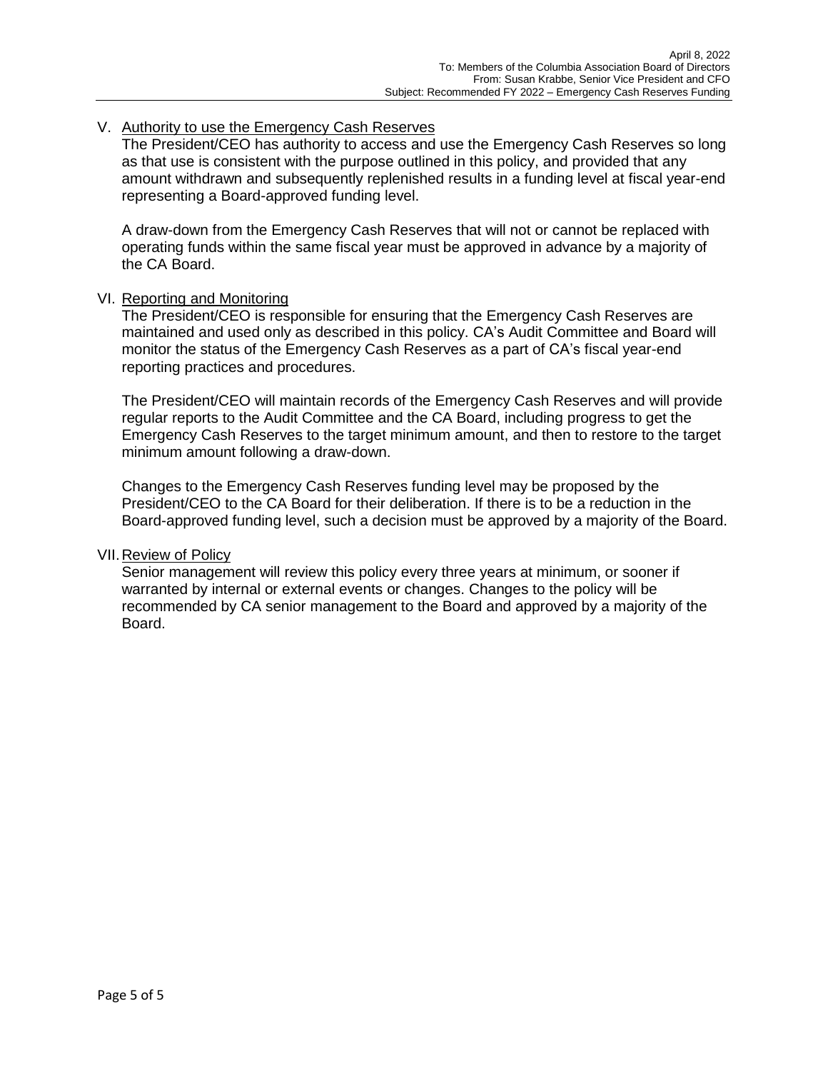V. Authority to use the Emergency Cash Reserves

The President/CEO has authority to access and use the Emergency Cash Reserves so long as that use is consistent with the purpose outlined in this policy, and provided that any amount withdrawn and subsequently replenished results in a funding level at fiscal year-end representing a Board-approved funding level.

A draw-down from the Emergency Cash Reserves that will not or cannot be replaced with operating funds within the same fiscal year must be approved in advance by a majority of the CA Board.

VI. Reporting and Monitoring

The President/CEO is responsible for ensuring that the Emergency Cash Reserves are maintained and used only as described in this policy. CA's Audit Committee and Board will monitor the status of the Emergency Cash Reserves as a part of CA's fiscal year-end reporting practices and procedures.

The President/CEO will maintain records of the Emergency Cash Reserves and will provide regular reports to the Audit Committee and the CA Board, including progress to get the Emergency Cash Reserves to the target minimum amount, and then to restore to the target minimum amount following a draw-down.

Changes to the Emergency Cash Reserves funding level may be proposed by the President/CEO to the CA Board for their deliberation. If there is to be a reduction in the Board-approved funding level, such a decision must be approved by a majority of the Board.

VII. Review of Policy

Senior management will review this policy every three years at minimum, or sooner if warranted by internal or external events or changes. Changes to the policy will be recommended by CA senior management to the Board and approved by a majority of the Board.